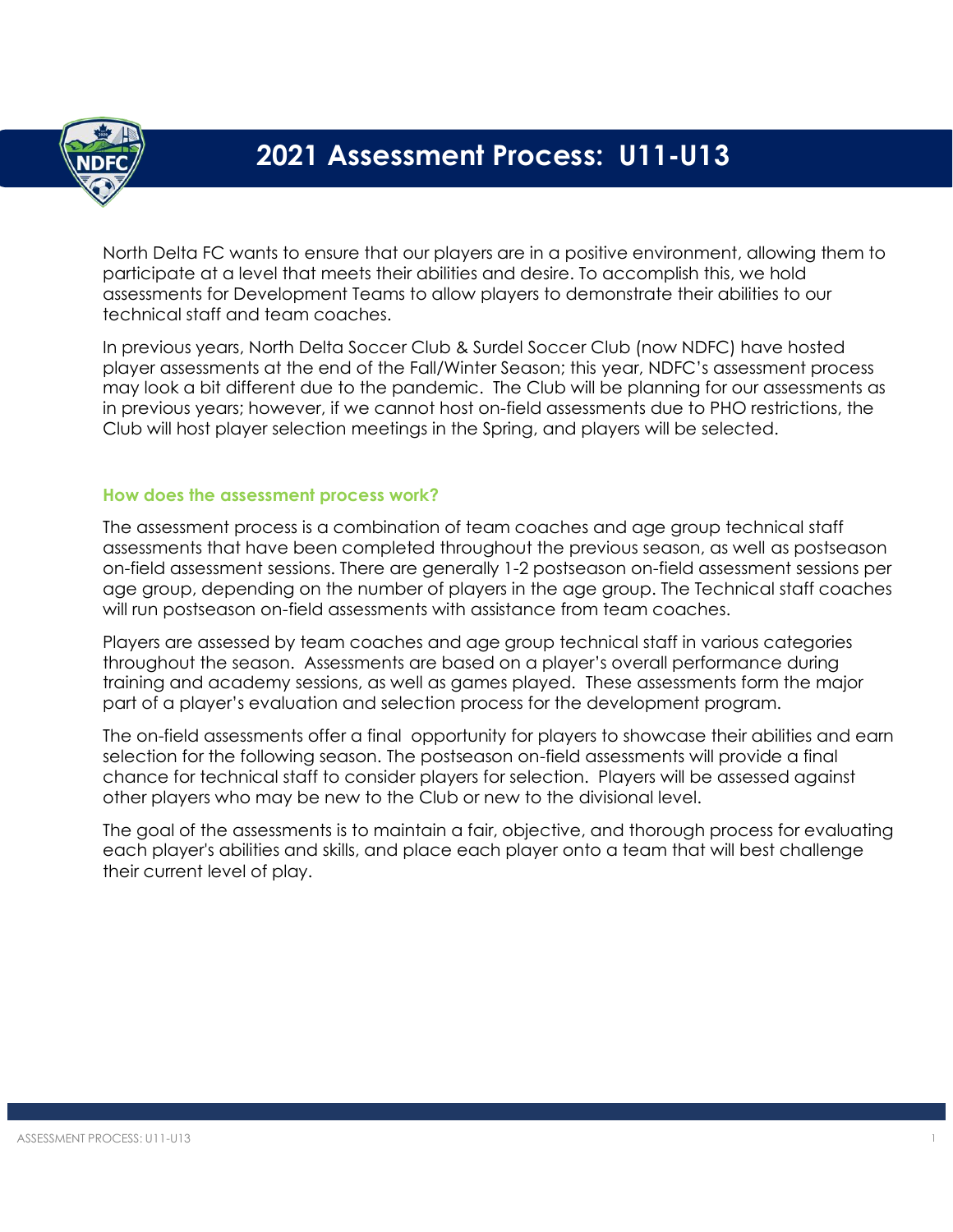# 2021 Assessment Process: U11-U13

North Delta FC wants to ensure that our players are in a positive environment, allowing them to participate at a level that meets their abilities and desire. To accomplish this, we hold assessments for Development Teams to allow players to demonstrate their abilities to our technical staff and team coaches.

In previous years, North Delta Soccer Club & Surdel Soccer Club (now NDFC) have hosted player assessments at the end of the Fall/Winter Season; this year, NDFC's assessment process may look a bit different due to the pandemic. The Club will be planning for our assessments as in previous years; however, if we cannot host on-field assessments due to PHO restrictions, the Club will host player selection meetings in the Spring, and players will be selected.

## How does the assessment process work?

The assessment process is a combination of team coaches and age group technical staff assessments that have been completed throughout the previous season, as well as postseason on-field assessment sessions. There are generally 1-2 postseason on-field assessment sessions per age group, depending on the number of players in the age group. The Technical staff coaches will run postseason on-field assessments with assistance from team coaches.

Players are assessed by team coaches and age group technical staff in various categories throughout the season. Assessments are based on a player's overall performance during training and academy sessions, as well as games played. These assessments form the major part of a player's evaluation and selection process for the development program.

The on-field assessments offer a final opportunity for players to showcase their abilities and earn selection for the following season. The postseason on-field assessments will provide a final chance for technical staff to consider players for selection. Players will be assessed against other players who may be new to the Club or new to the divisional level.

The goal of the assessments is to maintain a fair, objective, and thorough process for evaluating each player's abilities and skills, and place each player onto a team that will best challenge their current level of play.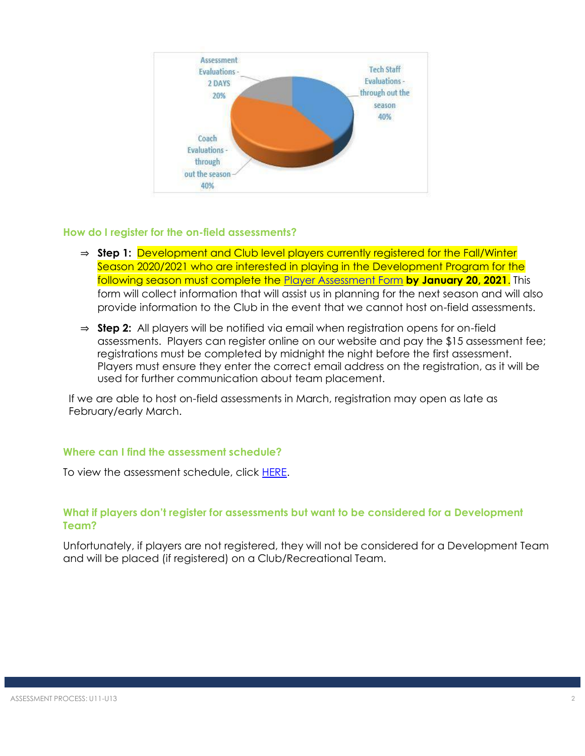Assessment Evaluations - 2 DAYS 20%

Tech Staff Evaluations - through out the season 40%

Coach Evaluations - through out the season 40%

### How do I register for the on-field assessments?

⇒ **Step 1:** Development and Club level players currently registered for the Fall/Winter Season 2020/2021 who are interested in playing in the Development Program for the following season must complete the Player Assessment Form **by January 20, 2021**. This form will collect information that will assist us in planning for the next season and will also provide information to the Club in the event that we cannot host on-field assessments.

⇒ **Step 2:** All players will be notified via email when registration opens for on-field assessments. Players can register online on our website and pay the $15 assessment fee; registrations must be completed by midnight the night before the first assessment. Players must ensure they enter the correct email address on the registration, as it will be used for further communication about team placement.

If we are able to host on-field assessments in March, registration may open as late as February/early March.

### Where can I find the assessment schedule?

To view the assessment schedule, click HERE.

### What if players don't register for assessments but want to be considered for a Development Team?

Unfortunately, if players are not registered, they will not be considered for a Development Team and will be placed (if registered) on a Club/Recreational Team.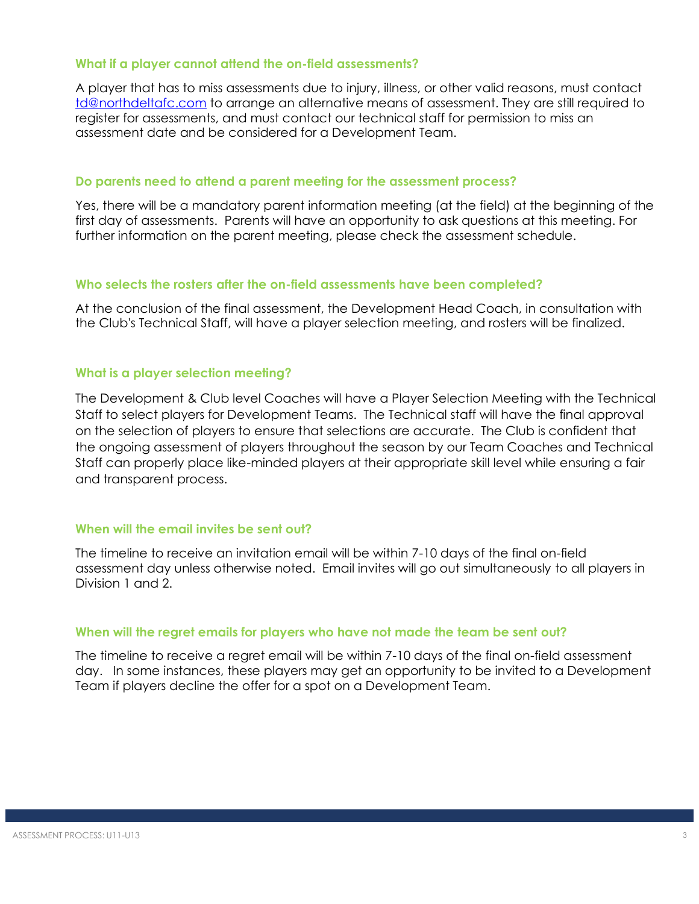### What if a player cannot attend the on-field assessments?

A player that has to miss assessments due to injury, illness, or other valid reasons, must contact td@northdeltafc.com to arrange an alternative means of assessment. They are still required to register for assessments, and must contact our technical staff for permission to miss an assessment date and be considered for a Development Team.

### Do parents need to attend a parent meeting for the assessment process?

Yes, there will be a mandatory parent information meeting (at the field) at the beginning of the first day of assessments. Parents will have an opportunity to ask questions at this meeting. For further information on the parent meeting, please check the assessment schedule.

### Who selects the rosters after the on-field assessments have been completed?

At the conclusion of the final assessment, the Development Head Coach, in consultation with the Club's Technical Staff, will have a player selection meeting, and rosters will be finalized.

### What is a player selection meeting?

The Development & Club level Coaches will have a Player Selection Meeting with the Technical Staff to select players for Development Teams. The Technical staff will have the final approval on the selection of players to ensure that selections are accurate. The Club is confident that the ongoing assessment of players throughout the season by our Team Coaches and Technical Staff can properly place like-minded players at their appropriate skill level while ensuring a fair and transparent process.

### When will the email invites be sent out?

The timeline to receive an invitation email will be within 7-10 days of the final on-field assessment day unless otherwise noted. Email invites will go out simultaneously to all players in Division 1 and 2.

### When will the regret emails for players who have not made the team be sent out?

The timeline to receive a regret email will be within 7-10 days of the final on-field assessment day. In some instances, these players may get an opportunity to be invited to a Development Team if players decline the offer for a spot on a Development Team.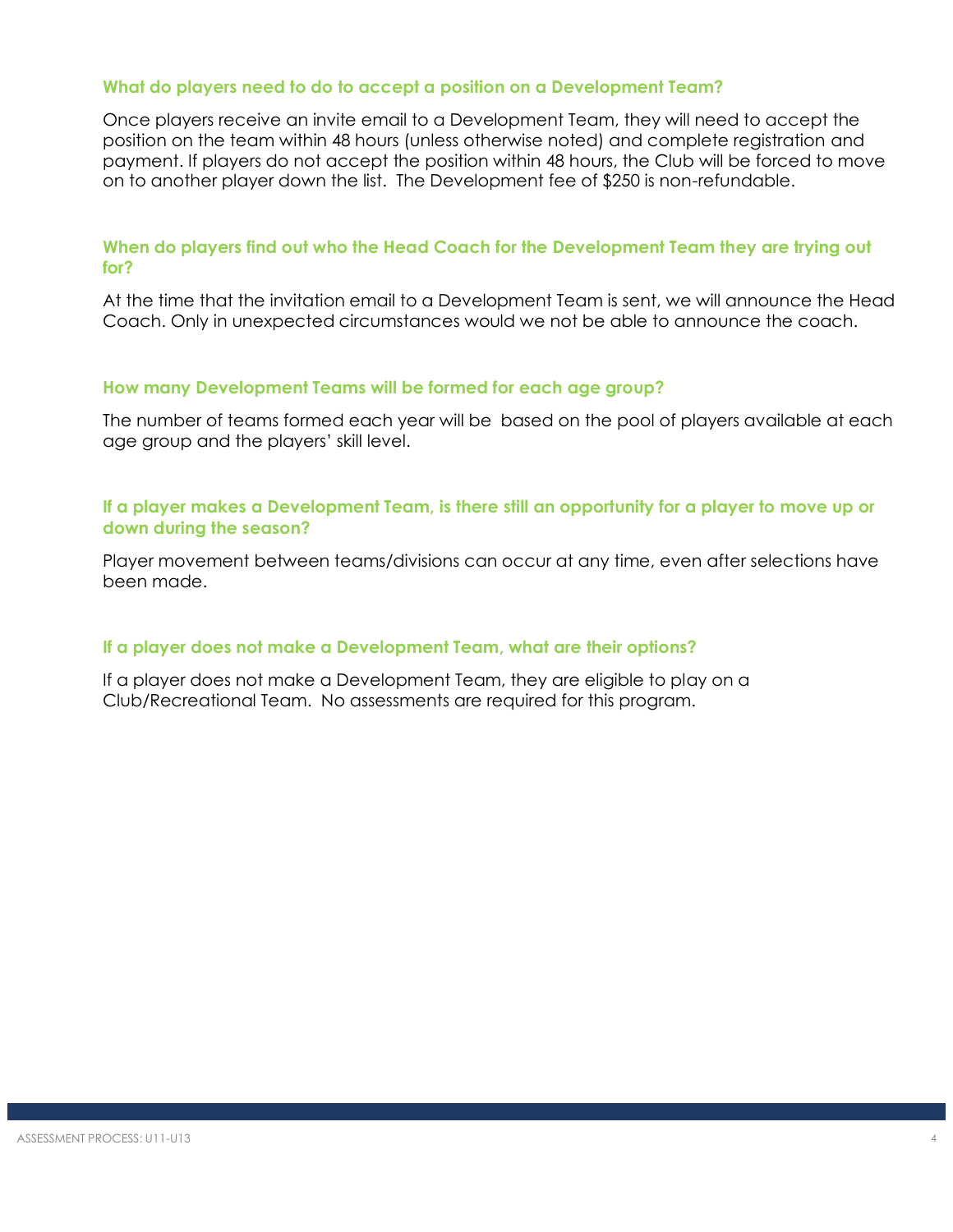### What do players need to do to accept a position on a Development Team?

Once players receive an invite email to a Development Team, they will need to accept the position on the team within 48 hours (unless otherwise noted) and complete registration and payment. If players do not accept the position within 48 hours, the Club will be forced to move on to another player down the list. The Development fee of $250 is non-refundable.

### When do players find out who the Head Coach for the Development Team they are trying out for?

At the time that the invitation email to a Development Team is sent, we will announce the Head Coach. Only in unexpected circumstances would we not be able to announce the coach.

### How many Development Teams will be formed for each age group?

The number of teams formed each year will be based on the pool of players available at each age group and the players' skill level.

### If a player makes a Development Team, is there still an opportunity for a player to move up or down during the season?

Player movement between teams/divisions can occur at any time, even after selections have been made.

### If a player does not make a Development Team, what are their options?

If a player does not make a Development Team, they are eligible to play on a Club/Recreational Team. No assessments are required for this program.